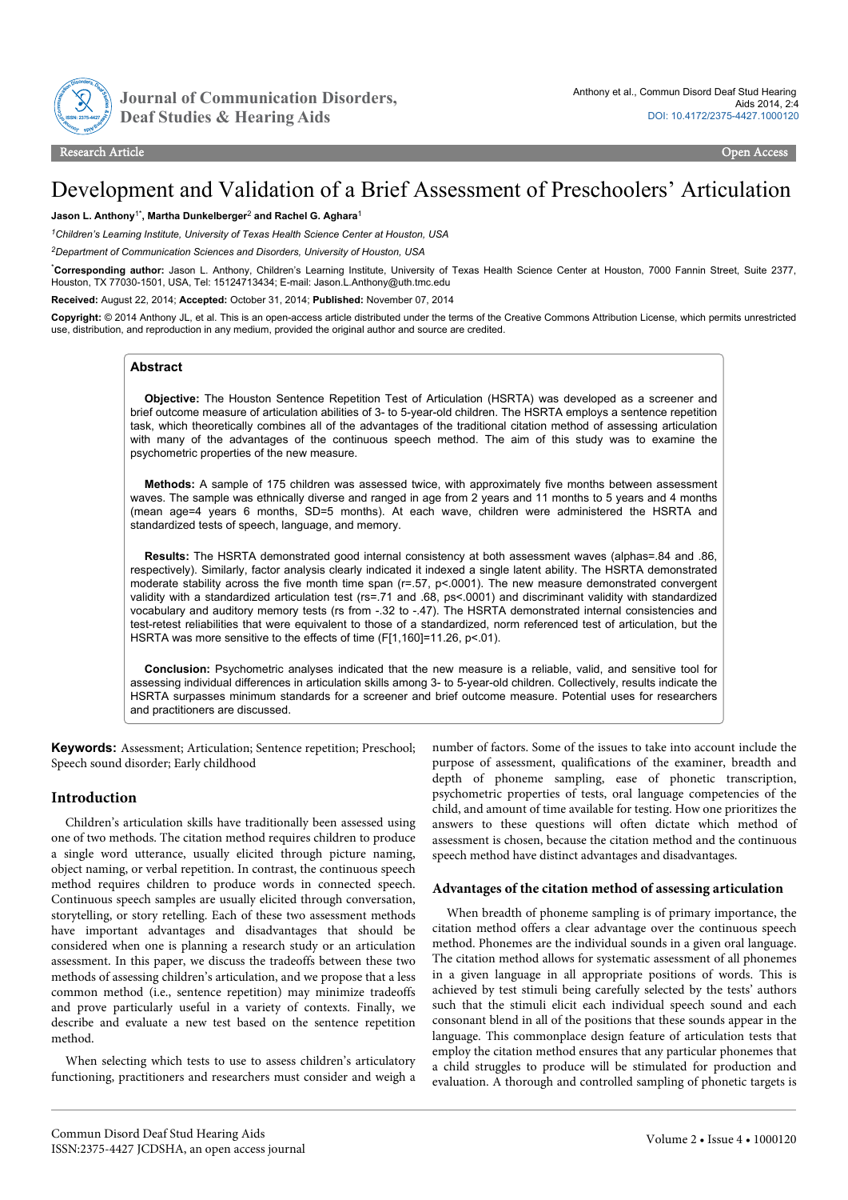Research Article | Open Access

# Development and Validation of a Brief Assessment of Preschoolers' Articulation

**Jason L. Anthony[1*], Martha Dunkelberger[2] and Rachel G. Aghara[1]**

[1]*Children's Learning Institute, University of Texas Health Science Center at Houston, USA*

[2]*Department of Communication Sciences and Disorders, University of Houston, USA*

[*]**Corresponding author:** Jason L. Anthony, Children's Learning Institute, University of Texas Health Science Center at Houston, 7000 Fannin Street, Suite 2377, Houston, TX 77030-1501, USA, Tel: 15124713434; E-mail: Jason.L.Anthony@uth.tmc.edu

**Received:** August 22, 2014; **Accepted:** October 31, 2014; **Published:** November 07, 2014

**Copyright:** © 2014 Anthony JL, et al. This is an open-access article distributed under the terms of the Creative Commons Attribution License, which permits unrestricted use, distribution, and reproduction in any medium, provided the original author and source are credited.

## Abstract

**Objective:** The Houston Sentence Repetition Test of Articulation (HSRTA) was developed as a screener and brief outcome measure of articulation abilities of 3- to 5-year-old children. The HSRTA employs a sentence repetition task, which theoretically combines all of the advantages of the traditional citation method of assessing articulation with many of the advantages of the continuous speech method. The aim of this study was to examine the psychometric properties of the new measure.

**Methods:** A sample of 175 children was assessed twice, with approximately five months between assessment waves. The sample was ethnically diverse and ranged in age from 2 years and 11 months to 5 years and 4 months (mean age=4 years 6 months, SD=5 months). At each wave, children were administered the HSRTA and standardized tests of speech, language, and memory.

**Results:** The HSRTA demonstrated good internal consistency at both assessment waves (alphas=.84 and .86, respectively). Similarly, factor analysis clearly indicated it indexed a single latent ability. The HSRTA demonstrated moderate stability across the five month time span ($r=.57$, $p<.0001$). The new measure demonstrated convergent validity with a standardized articulation test ($r_s=.71$ and .68, $p_s<.0001$) and discriminant validity with standardized vocabulary and auditory memory tests ($r_s$ from -.32 to -.47). The HSRTA demonstrated internal consistencies and test-retest reliabilities that were equivalent to those of a standardized, norm referenced test of articulation, but the HSRTA was more sensitive to the effects of time ($F[1,160]=11.26$, $p<.01$).

**Conclusion:** Psychometric analyses indicated that the new measure is a reliable, valid, and sensitive tool for assessing individual differences in articulation skills among 3- to 5-year-old children. Collectively, results indicate the HSRTA surpasses minimum standards for a screener and brief outcome measure. Potential uses for researchers and practitioners are discussed.

**Keywords:** Assessment; Articulation; Sentence repetition; Preschool; Speech sound disorder; Early childhood

## Introduction

Children's articulation skills have traditionally been assessed using one of two methods. The citation method requires children to produce a single word utterance, usually elicited through picture naming, object naming, or verbal repetition. In contrast, the continuous speech method requires children to produce words in connected speech. Continuous speech samples are usually elicited through conversation, storytelling, or story retelling. Each of these two assessment methods have important advantages and disadvantages that should be considered when one is planning a research study or an articulation assessment. In this paper, we discuss the tradeoffs between these two methods of assessing children's articulation, and we propose that a less common method (i.e., sentence repetition) may minimize tradeoffs and prove particularly useful in a variety of contexts. Finally, we describe and evaluate a new test based on the sentence repetition method.

When selecting which tests to use to assess children's articulatory functioning, practitioners and researchers must consider and weigh a number of factors. Some of the issues to take into account include the purpose of assessment, qualifications of the examiner, breadth and depth of phoneme sampling, ease of phonetic transcription, psychometric properties of tests, oral language competencies of the child, and amount of time available for testing. How one prioritizes the answers to these questions will often dictate which method of assessment is chosen, because the citation method and the continuous speech method have distinct advantages and disadvantages.

### Advantages of the citation method of assessing articulation

When breadth of phoneme sampling is of primary importance, the citation method offers a clear advantage over the continuous speech method. Phonemes are the individual sounds in a given oral language. The citation method allows for systematic assessment of all phonemes in a given language in all appropriate positions of words. This is achieved by test stimuli being carefully selected by the tests' authors such that the stimuli elicit each individual speech sound and each consonant blend in all of the positions that these sounds appear in the language. This commonplace design feature of articulation tests that employ the citation method ensures that any particular phonemes that a child struggles to produce will be stimulated for production and evaluation. A thorough and controlled sampling of phonetic targets is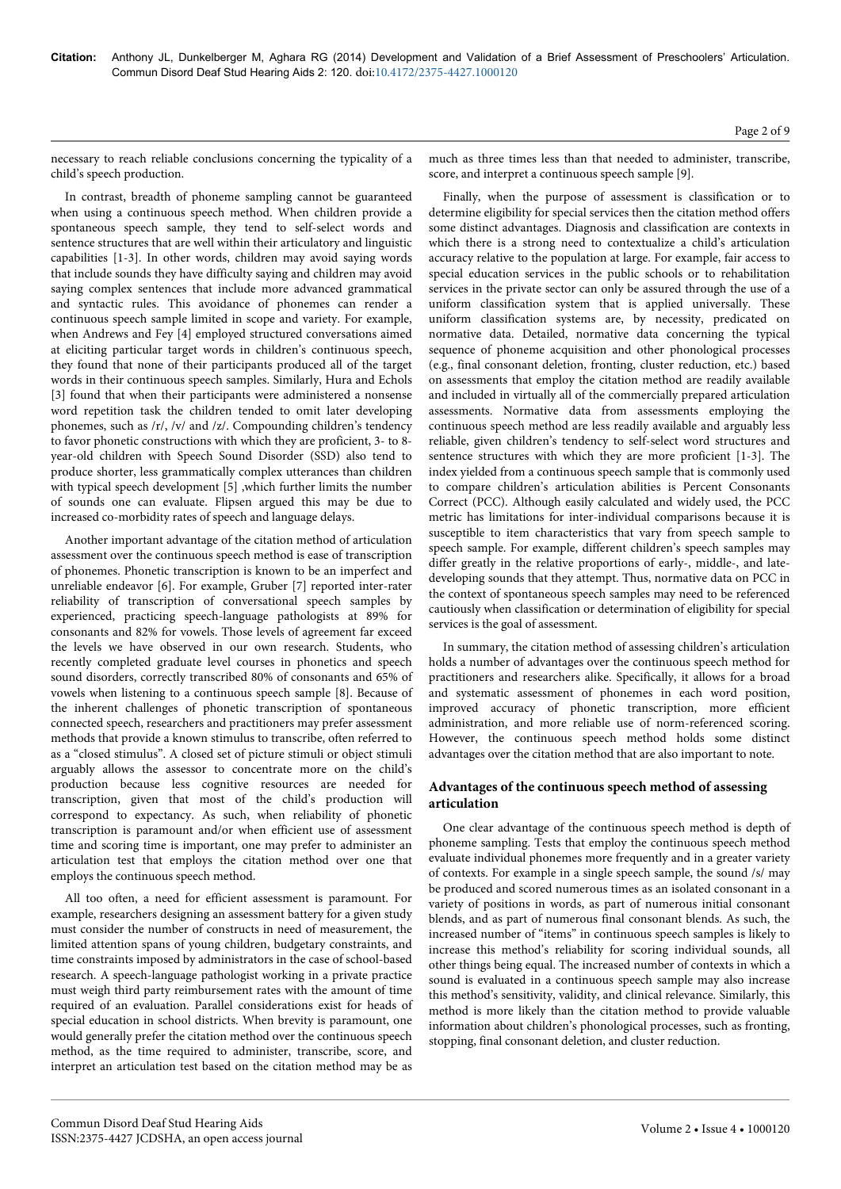necessary to reach reliable conclusions concerning the typicality of a child's speech production.

In contrast, breadth of phoneme sampling cannot be guaranteed when using a continuous speech method. When children provide a spontaneous speech sample, they tend to self-select words and sentence structures that are well within their articulatory and linguistic capabilities [1-3]. In other words, children may avoid saying words that include sounds they have difficulty saying and children may avoid saying complex sentences that include more advanced grammatical and syntactic rules. This avoidance of phonemes can render a continuous speech sample limited in scope and variety. For example, when Andrews and Fey [4] employed structured conversations aimed at eliciting particular target words in children's continuous speech, they found that none of their participants produced all of the target words in their continuous speech samples. Similarly, Hura and Echols [3] found that when their participants were administered a nonsense word repetition task the children tended to omit later developing phonemes, such as /r/, /v/ and /z/. Compounding children's tendency to favor phonetic constructions with which they are proficient, 3- to 8-year-old children with Speech Sound Disorder (SSD) also tend to produce shorter, less grammatically complex utterances than children with typical speech development [5] ,which further limits the number of sounds one can evaluate. Flipsen argued this may be due to increased co-morbidity rates of speech and language delays.

Another important advantage of the citation method of articulation assessment over the continuous speech method is ease of transcription of phonemes. Phonetic transcription is known to be an imperfect and unreliable endeavor [6]. For example, Gruber [7] reported inter-rater reliability of transcription of conversational speech samples by experienced, practicing speech-language pathologists at 89% for consonants and 82% for vowels. Those levels of agreement far exceed the levels we have observed in our own research. Students, who recently completed graduate level courses in phonetics and speech sound disorders, correctly transcribed 80% of consonants and 65% of vowels when listening to a continuous speech sample [8]. Because of the inherent challenges of phonetic transcription of spontaneous connected speech, researchers and practitioners may prefer assessment methods that provide a known stimulus to transcribe, often referred to as a "closed stimulus". A closed set of picture stimuli or object stimuli arguably allows the assessor to concentrate more on the child's production because less cognitive resources are needed for transcription, given that most of the child's production will correspond to expectancy. As such, when reliability of phonetic transcription is paramount and/or when efficient use of assessment time and scoring time is important, one may prefer to administer an articulation test that employs the citation method over one that employs the continuous speech method.

All too often, a need for efficient assessment is paramount. For example, researchers designing an assessment battery for a given study must consider the number of constructs in need of measurement, the limited attention spans of young children, budgetary constraints, and time constraints imposed by administrators in the case of school-based research. A speech-language pathologist working in a private practice must weigh third party reimbursement rates with the amount of time required of an evaluation. Parallel considerations exist for heads of special education in school districts. When brevity is paramount, one would generally prefer the citation method over the continuous speech method, as the time required to administer, transcribe, score, and interpret an articulation test based on the citation method may be as much as three times less than that needed to administer, transcribe, score, and interpret a continuous speech sample [9].

Finally, when the purpose of assessment is classification or to determine eligibility for special services then the citation method offers some distinct advantages. Diagnosis and classification are contexts in which there is a strong need to contextualize a child's articulation accuracy relative to the population at large. For example, fair access to special education services in the public schools or to rehabilitation services in the private sector can only be assured through the use of a uniform classification system that is applied universally. These uniform classification systems are, by necessity, predicated on normative data. Detailed, normative data concerning the typical sequence of phoneme acquisition and other phonological processes (e.g., final consonant deletion, fronting, cluster reduction, etc.) based on assessments that employ the citation method are readily available and included in virtually all of the commercially prepared articulation assessments. Normative data from assessments employing the continuous speech method are less readily available and arguably less reliable, given children's tendency to self-select word structures and sentence structures with which they are more proficient [1-3]. The index yielded from a continuous speech sample that is commonly used to compare children's articulation abilities is Percent Consonants Correct (PCC). Although easily calculated and widely used, the PCC metric has limitations for inter-individual comparisons because it is susceptible to item characteristics that vary from speech sample to speech sample. For example, different children's speech samples may differ greatly in the relative proportions of early-, middle-, and late-developing sounds that they attempt. Thus, normative data on PCC in the context of spontaneous speech samples may need to be referenced cautiously when classification or determination of eligibility for special services is the goal of assessment.

In summary, the citation method of assessing children's articulation holds a number of advantages over the continuous speech method for practitioners and researchers alike. Specifically, it allows for a broad and systematic assessment of phonemes in each word position, improved accuracy of phonetic transcription, more efficient administration, and more reliable use of norm-referenced scoring. However, the continuous speech method holds some distinct advantages over the citation method that are also important to note.

### Advantages of the continuous speech method of assessing articulation

One clear advantage of the continuous speech method is depth of phoneme sampling. Tests that employ the continuous speech method evaluate individual phonemes more frequently and in a greater variety of contexts. For example in a single speech sample, the sound /s/ may be produced and scored numerous times as an isolated consonant in a variety of positions in words, as part of numerous initial consonant blends, and as part of numerous final consonant blends. As such, the increased number of "items" in continuous speech samples is likely to increase this method's reliability for scoring individual sounds, all other things being equal. The increased number of contexts in which a sound is evaluated in a continuous speech sample may also increase this method's sensitivity, validity, and clinical relevance. Similarly, this method is more likely than the citation method to provide valuable information about children's phonological processes, such as fronting, stopping, final consonant deletion, and cluster reduction.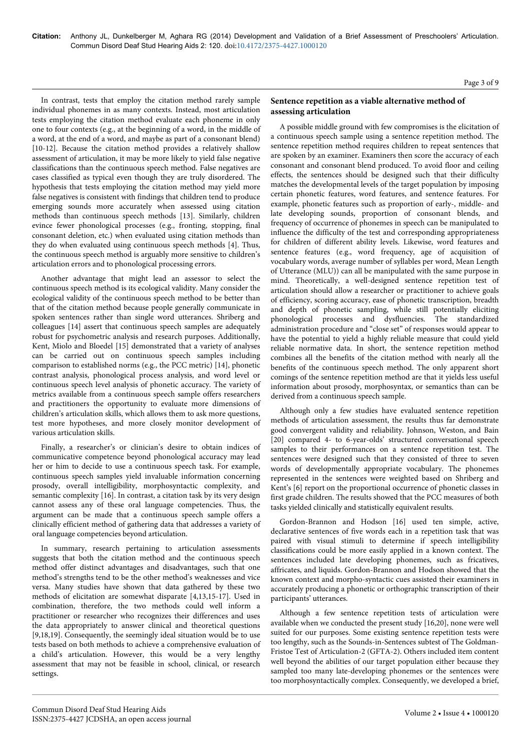In contrast, tests that employ the citation method rarely sample individual phonemes in as many contexts. Instead, most articulation tests employing the citation method evaluate each phoneme in only one to four contexts (e.g., at the beginning of a word, in the middle of a word, at the end of a word, and maybe as part of a consonant blend) [10-12]. Because the citation method provides a relatively shallow assessment of articulation, it may be more likely to yield false negative classifications than the continuous speech method. False negatives are cases classified as typical even though they are truly disordered. The hypothesis that tests employing the citation method may yield more false negatives is consistent with findings that children tend to produce emerging sounds more accurately when assessed using citation methods than continuous speech methods [13]. Similarly, children evince fewer phonological processes (e.g., fronting, stopping, final consonant deletion, etc.) when evaluated using citation methods than they do when evaluated using continuous speech methods [4]. Thus, the continuous speech method is arguably more sensitive to children's articulation errors and to phonological processing errors.

Another advantage that might lead an assessor to select the continuous speech method is its ecological validity. Many consider the ecological validity of the continuous speech method to be better than that of the citation method because people generally communicate in spoken sentences rather than single word utterances. Shriberg and colleagues [14] assert that continuous speech samples are adequately robust for psychometric analysis and research purposes. Additionally, Kent, Miolo and Bloedel [15] demonstrated that a variety of analyses can be carried out on continuous speech samples including comparison to established norms (e.g., the PCC metric) [14], phonetic contrast analysis, phonological process analysis, and word level or continuous speech level analysis of phonetic accuracy. The variety of metrics available from a continuous speech sample offers researchers and practitioners the opportunity to evaluate more dimensions of children's articulation skills, which allows them to ask more questions, test more hypotheses, and more closely monitor development of various articulation skills.

Finally, a researcher's or clinician's desire to obtain indices of communicative competence beyond phonological accuracy may lead her or him to decide to use a continuous speech task. For example, continuous speech samples yield invaluable information concerning prosody, overall intelligibility, morphosyntactic complexity, and semantic complexity [16]. In contrast, a citation task by its very design cannot assess any of these oral language competencies. Thus, the argument can be made that a continuous speech sample offers a clinically efficient method of gathering data that addresses a variety of oral language competencies beyond articulation.

In summary, research pertaining to articulation assessments suggests that both the citation method and the continuous speech method offer distinct advantages and disadvantages, such that one method's strengths tend to be the other method's weaknesses and vice versa. Many studies have shown that data gathered by these two methods of elicitation are somewhat disparate [4,13,15-17]. Used in combination, therefore, the two methods could well inform a practitioner or researcher who recognizes their differences and uses the data appropriately to answer clinical and theoretical questions [9,18,19]. Consequently, the seemingly ideal situation would be to use tests based on both methods to achieve a comprehensive evaluation of a child's articulation. However, this would be a very lengthy assessment that may not be feasible in school, clinical, or research settings.

## Sentence repetition as a viable alternative method of assessing articulation

A possible middle ground with few compromises is the elicitation of a continuous speech sample using a sentence repetition method. The sentence repetition method requires children to repeat sentences that are spoken by an examiner. Examiners then score the accuracy of each consonant and consonant blend produced. To avoid floor and ceiling effects, the sentences should be designed such that their difficulty matches the developmental levels of the target population by imposing certain phonetic features, word features, and sentence features. For example, phonetic features such as proportion of early-, middle- and late developing sounds, proportion of consonant blends, and frequency of occurrence of phonemes in speech can be manipulated to influence the difficulty of the test and corresponding appropriateness for children of different ability levels. Likewise, word features and sentence features (e.g., word frequency, age of acquisition of vocabulary words, average number of syllables per word, Mean Length of Utterance (MLU)) can all be manipulated with the same purpose in mind. Theoretically, a well-designed sentence repetition test of articulation should allow a researcher or practitioner to achieve goals of efficiency, scoring accuracy, ease of phonetic transcription, breadth and depth of phonetic sampling, while still potentially eliciting phonological processes and dysfluencies. The standardized administration procedure and "close set" of responses would appear to have the potential to yield a highly reliable measure that could yield reliable normative data. In short, the sentence repetition method combines all the benefits of the citation method with nearly all the benefits of the continuous speech method. The only apparent short comings of the sentence repetition method are that it yields less useful information about prosody, morphosyntax, or semantics than can be derived from a continuous speech sample.

Although only a few studies have evaluated sentence repetition methods of articulation assessment, the results thus far demonstrate good convergent validity and reliability. Johnson, Weston, and Bain [20] compared 4- to 6-year-olds' structured conversational speech samples to their performances on a sentence repetition test. The sentences were designed such that they consisted of three to seven words of developmentally appropriate vocabulary. The phonemes represented in the sentences were weighted based on Shriberg and Kent's [6] report on the proportional occurrence of phonetic classes in first grade children. The results showed that the PCC measures of both tasks yielded clinically and statistically equivalent results.

Gordon-Brannon and Hodson [16] used ten simple, active, declarative sentences of five words each in a repetition task that was paired with visual stimuli to determine if speech intelligibility classifications could be more easily applied in a known context. The sentences included late developing phonemes, such as fricatives, affricates, and liquids. Gordon-Brannon and Hodson showed that the known context and morpho-syntactic cues assisted their examiners in accurately producing a phonetic or orthographic transcription of their participants' utterances.

Although a few sentence repetition tests of articulation were available when we conducted the present study [16,20], none were well suited for our purposes. Some existing sentence repetition tests were too lengthy, such as the Sounds-in-Sentences subtest of The Goldman-Fristoe Test of Articulation-2 (GFTA-2). Others included item content well beyond the abilities of our target population either because they sampled too many late-developing phonemes or the sentences were too morphosyntactically complex. Consequently, we developed a brief,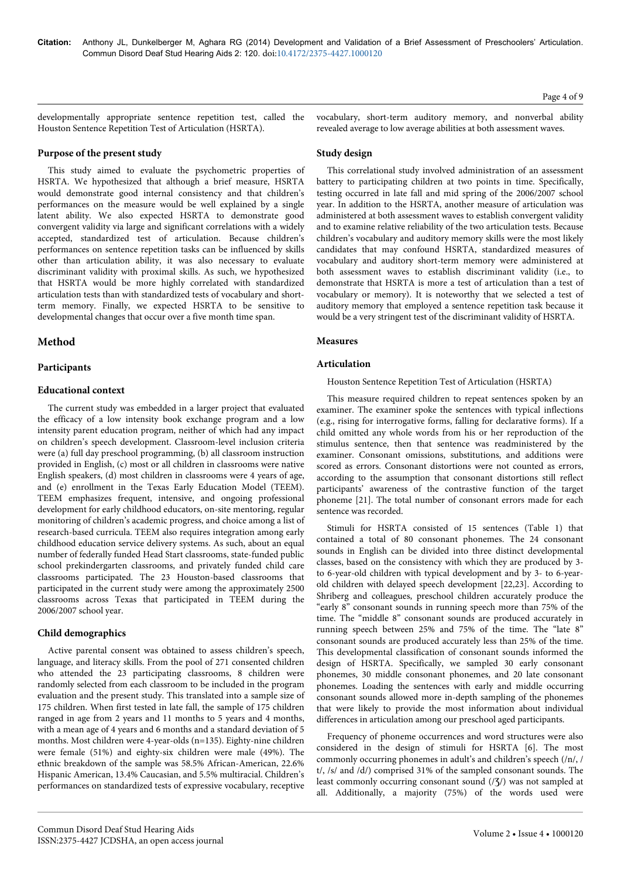developmentally appropriate sentence repetition test, called the Houston Sentence Repetition Test of Articulation (HSRTA).

### Purpose of the present study

This study aimed to evaluate the psychometric properties of HSRTA. We hypothesized that although a brief measure, HSRTA would demonstrate good internal consistency and that children's performances on the measure would be well explained by a single latent ability. We also expected HSRTA to demonstrate good convergent validity via large and significant correlations with a widely accepted, standardized test of articulation. Because children's performances on sentence repetition tasks can be influenced by skills other than articulation ability, it was also necessary to evaluate discriminant validity with proximal skills. As such, we hypothesized that HSRTA would be more highly correlated with standardized articulation tests than with standardized tests of vocabulary and short-term memory. Finally, we expected HSRTA to be sensitive to developmental changes that occur over a five month time span.

## Method

### Participants

### Educational context

The current study was embedded in a larger project that evaluated the efficacy of a low intensity book exchange program and a low intensity parent education program, neither of which had any impact on children's speech development. Classroom-level inclusion criteria were (a) full day preschool programming, (b) all classroom instruction provided in English, (c) most or all children in classrooms were native English speakers, (d) most children in classrooms were 4 years of age, and (e) enrollment in the Texas Early Education Model (TEEM). TEEM emphasizes frequent, intensive, and ongoing professional development for early childhood educators, on-site mentoring, regular monitoring of children's academic progress, and choice among a list of research-based curricula. TEEM also requires integration among early childhood education service delivery systems. As such, about an equal number of federally funded Head Start classrooms, state-funded public school prekindergarten classrooms, and privately funded child care classrooms participated. The 23 Houston-based classrooms that participated in the current study were among the approximately 2500 classrooms across Texas that participated in TEEM during the 2006/2007 school year.

### Child demographics

Active parental consent was obtained to assess children's speech, language, and literacy skills. From the pool of 271 consented children who attended the 23 participating classrooms, 8 children were randomly selected from each classroom to be included in the program evaluation and the present study. This translated into a sample size of 175 children. When first tested in late fall, the sample of 175 children ranged in age from 2 years and 11 months to 5 years and 4 months, with a mean age of 4 years and 6 months and a standard deviation of 5 months. Most children were 4-year-olds (n=135). Eighty-nine children were female (51%) and eighty-six children were male (49%). The ethnic breakdown of the sample was 58.5% African-American, 22.6% Hispanic American, 13.4% Caucasian, and 5.5% multiracial. Children's performances on standardized tests of expressive vocabulary, receptive vocabulary, short-term auditory memory, and nonverbal ability revealed average to low average abilities at both assessment waves.

### Study design

This correlational study involved administration of an assessment battery to participating children at two points in time. Specifically, testing occurred in late fall and mid spring of the 2006/2007 school year. In addition to the HSRTA, another measure of articulation was administered at both assessment waves to establish convergent validity and to examine relative reliability of the two articulation tests. Because children's vocabulary and auditory memory skills were the most likely candidates that may confound HSRTA, standardized measures of vocabulary and auditory short-term memory were administered at both assessment waves to establish discriminant validity (i.e., to demonstrate that HSRTA is more a test of articulation than a test of vocabulary or memory). It is noteworthy that we selected a test of auditory memory that employed a sentence repetition task because it would be a very stringent test of the discriminant validity of HSRTA.

### Measures

### Articulation

Houston Sentence Repetition Test of Articulation (HSRTA)

This measure required children to repeat sentences spoken by an examiner. The examiner spoke the sentences with typical inflections (e.g., rising for interrogative forms, falling for declarative forms). If a child omitted any whole words from his or her reproduction of the stimulus sentence, then that sentence was readministered by the examiner. Consonant omissions, substitutions, and additions were scored as errors. Consonant distortions were not counted as errors, according to the assumption that consonant distortions still reflect participants' awareness of the contrastive function of the target phoneme [21]. The total number of consonant errors made for each sentence was recorded.

Stimuli for HSRTA consisted of 15 sentences (Table 1) that contained a total of 80 consonant phonemes. The 24 consonant sounds in English can be divided into three distinct developmental classes, based on the consistency with which they are produced by 3- to 6-year-old children with typical development and by 3- to 6-year-old children with delayed speech development [22,23]. According to Shriberg and colleagues, preschool children accurately produce the "early 8" consonant sounds in running speech more than 75% of the time. The "middle 8" consonant sounds are produced accurately in running speech between 25% and 75% of the time. The "late 8" consonant sounds are produced accurately less than 25% of the time. This developmental classification of consonant sounds informed the design of HSRTA. Specifically, we sampled 30 early consonant phonemes, 30 middle consonant phonemes, and 20 late consonant phonemes. Loading the sentences with early and middle occurring consonant sounds allowed more in-depth sampling of the phonemes that were likely to provide the most information about individual differences in articulation among our preschool aged participants.

Frequency of phoneme occurrences and word structures were also considered in the design of stimuli for HSRTA [6]. The most commonly occurring phonemes in adult's and children's speech (/n/, /t/, /s/ and /d/) comprised 31% of the sampled consonant sounds. The least commonly occurring consonant sound (/ʒ/) was not sampled at all. Additionally, a majority (75%) of the words used were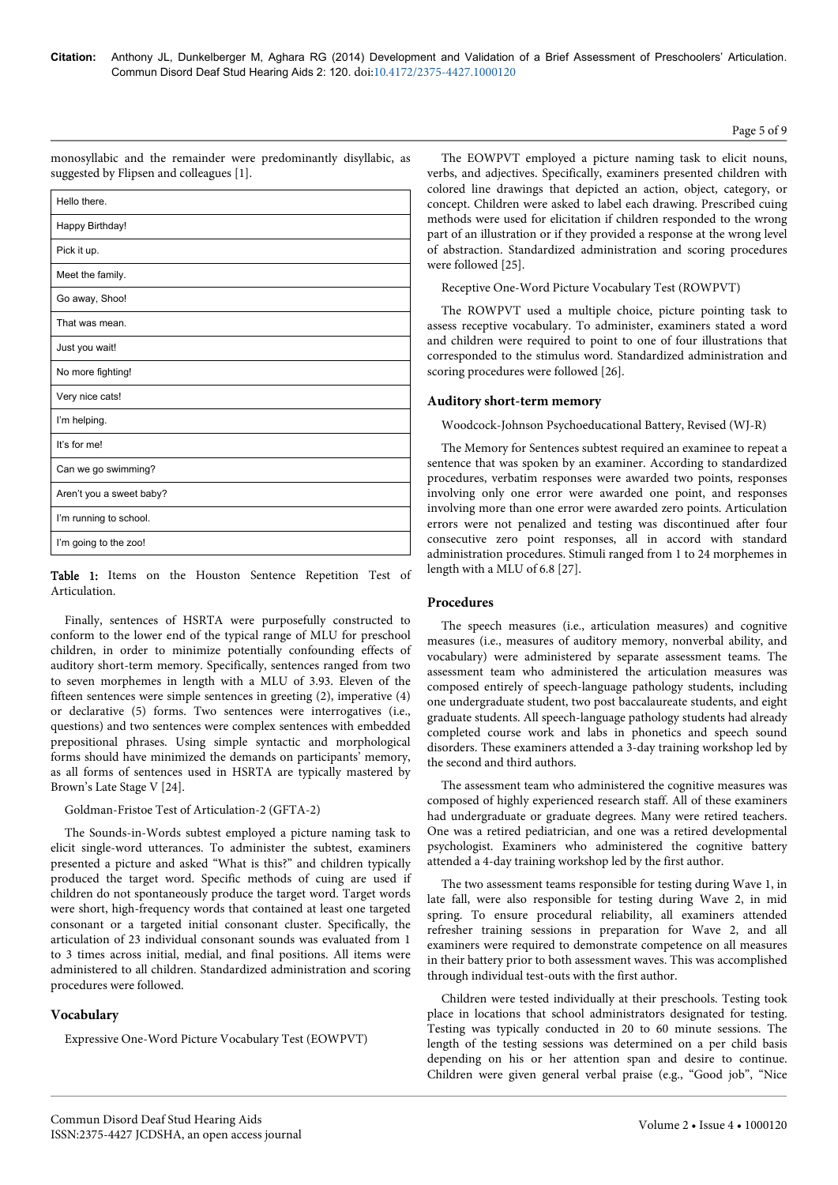monosyllabic and the remainder were predominantly disyllabic, as suggested by Flipsen and colleagues [1].

| Hello there. |
|---|
| Happy Birthday! |
| Pick it up. |
| Meet the family. |
| Go away, Shoo! |
| That was mean. |
| Just you wait! |
| No more fighting! |
| Very nice cats! |
| I'm helping. |
| It's for me! |
| Can we go swimming? |
| Aren't you a sweet baby? |
| I'm running to school. |
| I'm going to the zoo! |

**Table 1:** Items on the Houston Sentence Repetition Test of Articulation.

Finally, sentences of HSRTA were purposefully constructed to conform to the lower end of the typical range of MLU for preschool children, in order to minimize potentially confounding effects of auditory short-term memory. Specifically, sentences ranged from two to seven morphemes in length with a MLU of 3.93. Eleven of the fifteen sentences were simple sentences in greeting (2), imperative (4) or declarative (5) forms. Two sentences were interrogatives (i.e., questions) and two sentences were complex sentences with embedded prepositional phrases. Using simple syntactic and morphological forms should have minimized the demands on participants' memory, as all forms of sentences used in HSRTA are typically mastered by Brown's Late Stage V [24].

Goldman-Fristoe Test of Articulation-2 (GFTA-2)

The Sounds-in-Words subtest employed a picture naming task to elicit single-word utterances. To administer the subtest, examiners presented a picture and asked "What is this?" and children typically produced the target word. Specific methods of cuing are used if children do not spontaneously produce the target word. Target words were short, high-frequency words that contained at least one targeted consonant or a targeted initial consonant cluster. Specifically, the articulation of 23 individual consonant sounds was evaluated from 1 to 3 times across initial, medial, and final positions. All items were administered to all children. Standardized administration and scoring procedures were followed.

### Vocabulary

Expressive One-Word Picture Vocabulary Test (EOWPVT)

The EOWPVT employed a picture naming task to elicit nouns, verbs, and adjectives. Specifically, examiners presented children with colored line drawings that depicted an action, object, category, or concept. Children were asked to label each drawing. Prescribed cuing methods were used for elicitation if children responded to the wrong part of an illustration or if they provided a response at the wrong level of abstraction. Standardized administration and scoring procedures were followed [25].

Receptive One-Word Picture Vocabulary Test (ROWPVT)

The ROWPVT used a multiple choice, picture pointing task to assess receptive vocabulary. To administer, examiners stated a word and children were required to point to one of four illustrations that corresponded to the stimulus word. Standardized administration and scoring procedures were followed [26].

### Auditory short-term memory

Woodcock-Johnson Psychoeducational Battery, Revised (WJ-R)

The Memory for Sentences subtest required an examinee to repeat a sentence that was spoken by an examiner. According to standardized procedures, verbatim responses were awarded two points, responses involving only one error were awarded one point, and responses involving more than one error were awarded zero points. Articulation errors were not penalized and testing was discontinued after four consecutive zero point responses, all in accord with standard administration procedures. Stimuli ranged from 1 to 24 morphemes in length with a MLU of 6.8 [27].

### Procedures

The speech measures (i.e., articulation measures) and cognitive measures (i.e., measures of auditory memory, nonverbal ability, and vocabulary) were administered by separate assessment teams. The assessment team who administered the articulation measures was composed entirely of speech-language pathology students, including one undergraduate student, two post baccalaureate students, and eight graduate students. All speech-language pathology students had already completed course work and labs in phonetics and speech sound disorders. These examiners attended a 3-day training workshop led by the second and third authors.

The assessment team who administered the cognitive measures was composed of highly experienced research staff. All of these examiners had undergraduate or graduate degrees. Many were retired teachers. One was a retired pediatrician, and one was a retired developmental psychologist. Examiners who administered the cognitive battery attended a 4-day training workshop led by the first author.

The two assessment teams responsible for testing during Wave 1, in late fall, were also responsible for testing during Wave 2, in mid spring. To ensure procedural reliability, all examiners attended refresher training sessions in preparation for Wave 2, and all examiners were required to demonstrate competence on all measures in their battery prior to both assessment waves. This was accomplished through individual test-outs with the first author.

Children were tested individually at their preschools. Testing took place in locations that school administrators designated for testing. Testing was typically conducted in 20 to 60 minute sessions. The length of the testing sessions was determined on a per child basis depending on his or her attention span and desire to continue. Children were given general verbal praise (e.g., "Good job", "Nice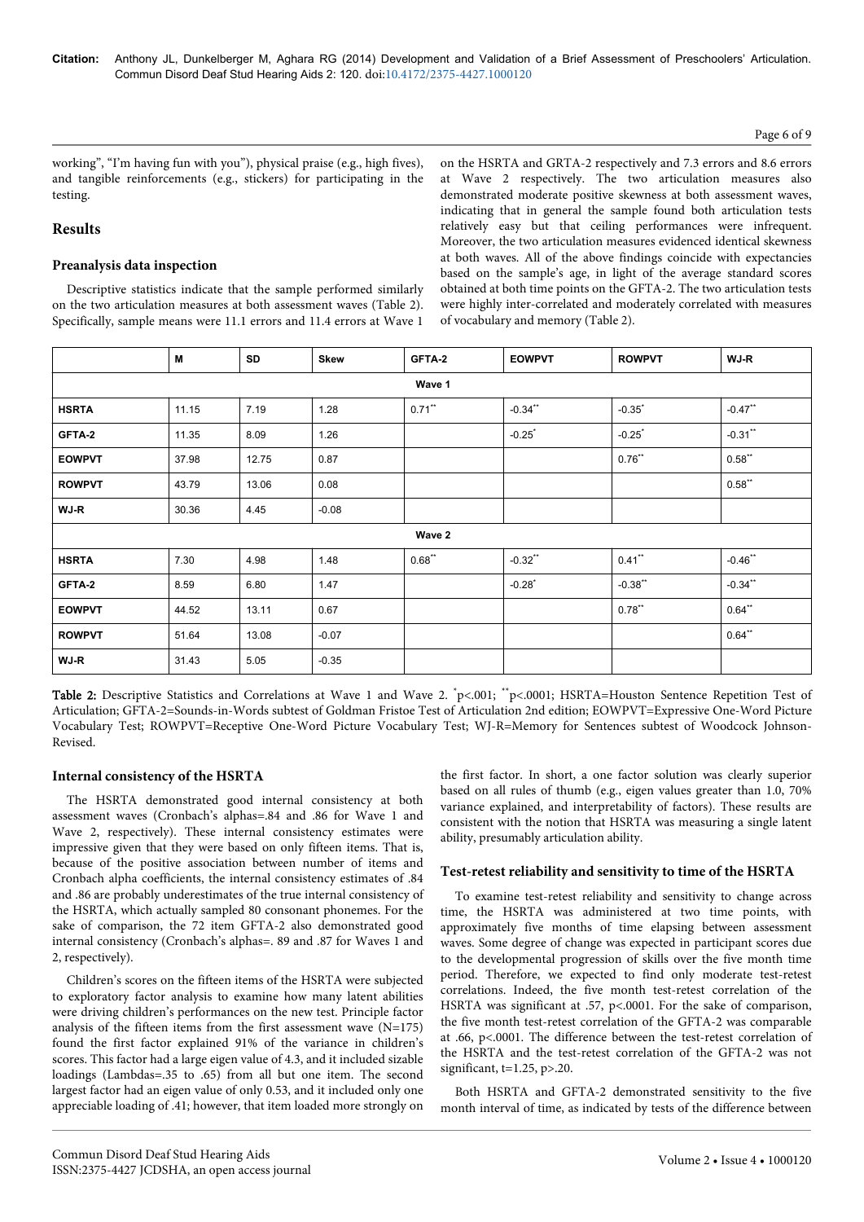working", "I'm having fun with you"), physical praise (e.g., high fives), and tangible reinforcements (e.g., stickers) for participating in the testing.

## Results

### Preanalysis data inspection

Descriptive statistics indicate that the sample performed similarly on the two articulation measures at both assessment waves (Table 2). Specifically, sample means were 11.1 errors and 11.4 errors at Wave 1 on the HSRTA and GRTA-2 respectively and 7.3 errors and 8.6 errors at Wave 2 respectively. The two articulation measures also demonstrated moderate positive skewness at both assessment waves, indicating that in general the sample found both articulation tests relatively easy but that ceiling performances were infrequent. Moreover, the two articulation measures evidenced identical skewness at both waves. All of the above findings coincide with expectancies based on the sample's age, in light of the average standard scores obtained at both time points on the GFTA-2. The two articulation tests were highly inter-correlated and moderately correlated with measures of vocabulary and memory (Table 2).

| | M | SD | Skew | GFTA-2 | EOWPVT | ROWPVT | WJ-R |
|---|---|---|---|---|---|---|---|
| **Wave 1** | | | | | | | |
| **HSRTA** | 11.15 | 7.19 | 1.28 | 0.71** | -0.34** | -0.35* | -0.47** |
| **GFTA-2** | 11.35 | 8.09 | 1.26 | | -0.25* | -0.25* | -0.31** |
| **EOWPVT** | 37.98 | 12.75 | 0.87 | | | 0.76** | 0.58** |
| **ROWPVT** | 43.79 | 13.06 | 0.08 | | | | 0.58** |
| **WJ-R** | 30.36 | 4.45 | -0.08 | | | | |
| **Wave 2** | | | | | | | |
| **HSRTA** | 7.30 | 4.98 | 1.48 | 0.68** | -0.32** | 0.41** | -0.46** |
| **GFTA-2** | 8.59 | 6.80 | 1.47 | | -0.28* | -0.38** | -0.34** |
| **EOWPVT** | 44.52 | 13.11 | 0.67 | | | 0.78** | 0.64** |
| **ROWPVT** | 51.64 | 13.08 | -0.07 | | | | 0.64** |
| **WJ-R** | 31.43 | 5.05 | -0.35 | | | | |

**Table 2:** Descriptive Statistics and Correlations at Wave 1 and Wave 2. *p<.001; **p<.0001; HSRTA=Houston Sentence Repetition Test of Articulation; GFTA-2=Sounds-in-Words subtest of Goldman Fristoe Test of Articulation 2nd edition; EOWPVT=Expressive One-Word Picture Vocabulary Test; ROWPVT=Receptive One-Word Picture Vocabulary Test; WJ-R=Memory for Sentences subtest of Woodcock Johnson-Revised.

### Internal consistency of the HSRTA

The HSRTA demonstrated good internal consistency at both assessment waves (Cronbach's alphas=.84 and .86 for Wave 1 and Wave 2, respectively). These internal consistency estimates were impressive given that they were based on only fifteen items. That is, because of the positive association between number of items and Cronbach alpha coefficients, the internal consistency estimates of .84 and .86 are probably underestimates of the true internal consistency of the HSRTA, which actually sampled 80 consonant phonemes. For the sake of comparison, the 72 item GFTA-2 also demonstrated good internal consistency (Cronbach's alphas=. 89 and .87 for Waves 1 and 2, respectively).

Children's scores on the fifteen items of the HSRTA were subjected to exploratory factor analysis to examine how many latent abilities were driving children's performances on the new test. Principle factor analysis of the fifteen items from the first assessment wave (N=175) found the first factor explained 91% of the variance in children's scores. This factor had a large eigen value of 4.3, and it included sizable loadings (Lambdas=.35 to .65) from all but one item. The second largest factor had an eigen value of only 0.53, and it included only one appreciable loading of .41; however, that item loaded more strongly on the first factor. In short, a one factor solution was clearly superior based on all rules of thumb (e.g., eigen values greater than 1.0, 70% variance explained, and interpretability of factors). These results are consistent with the notion that HSRTA was measuring a single latent ability, presumably articulation ability.

### Test-retest reliability and sensitivity to time of the HSRTA

To examine test-retest reliability and sensitivity to change across time, the HSRTA was administered at two time points, with approximately five months of time elapsing between assessment waves. Some degree of change was expected in participant scores due to the developmental progression of skills over the five month time period. Therefore, we expected to find only moderate test-retest correlations. Indeed, the five month test-retest correlation of the HSRTA was significant at .57, p<.0001. For the sake of comparison, the five month test-retest correlation of the GFTA-2 was comparable at .66, p<.0001. The difference between the test-retest correlation of the HSRTA and the test-retest correlation of the GFTA-2 was not significant, t=1.25, p>.20.

Both HSRTA and GFTA-2 demonstrated sensitivity to the five month interval of time, as indicated by tests of the difference between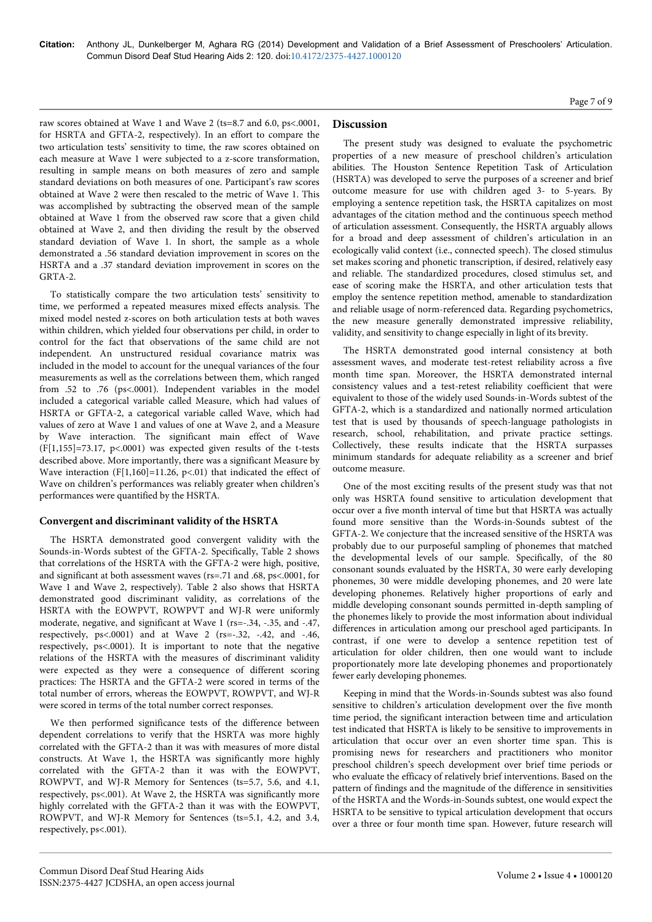raw scores obtained at Wave 1 and Wave 2 (ts=8.7 and 6.0, ps<.0001, for HSRTA and GFTA-2, respectively). In an effort to compare the two articulation tests' sensitivity to time, the raw scores obtained on each measure at Wave 1 were subjected to a z-score transformation, resulting in sample means on both measures of zero and sample standard deviations on both measures of one. Participant's raw scores obtained at Wave 2 were then rescaled to the metric of Wave 1. This was accomplished by subtracting the observed mean of the sample obtained at Wave 1 from the observed raw score that a given child obtained at Wave 2, and then dividing the result by the observed standard deviation of Wave 1. In short, the sample as a whole demonstrated a .56 standard deviation improvement in scores on the HSRTA and a .37 standard deviation improvement in scores on the GRTA-2.

To statistically compare the two articulation tests' sensitivity to time, we performed a repeated measures mixed effects analysis. The mixed model nested z-scores on both articulation tests at both waves within children, which yielded four observations per child, in order to control for the fact that observations of the same child are not independent. An unstructured residual covariance matrix was included in the model to account for the unequal variances of the four measurements as well as the correlations between them, which ranged from .52 to .76 (ps<.0001). Independent variables in the model included a categorical variable called Measure, which had values of HSRTA or GFTA-2, a categorical variable called Wave, which had values of zero at Wave 1 and values of one at Wave 2, and a Measure by Wave interaction. The significant main effect of Wave ($F[1,155]=73.17$, $p<.0001$) was expected given results of the t-tests described above. More importantly, there was a significant Measure by Wave interaction ($F[1,160]=11.26$, $p<.01$) that indicated the effect of Wave on children's performances was reliably greater when children's performances were quantified by the HSRTA.

### Convergent and discriminant validity of the HSRTA

The HSRTA demonstrated good convergent validity with the Sounds-in-Words subtest of the GFTA-2. Specifically, Table 2 shows that correlations of the HSRTA with the GFTA-2 were high, positive, and significant at both assessment waves (rs=.71 and .68, ps<.0001, for Wave 1 and Wave 2, respectively). Table 2 also shows that HSRTA demonstrated good discriminant validity, as correlations of the HSRTA with the EOWPVT, ROWPVT and WJ-R were uniformly moderate, negative, and significant at Wave 1 (rs=-.34, -.35, and -.47, respectively, ps<.0001) and at Wave 2 (rs=-.32, -.42, and -.46, respectively, ps<.0001). It is important to note that the negative relations of the HSRTA with the measures of discriminant validity were expected as they were a consequence of different scoring practices: The HSRTA and the GFTA-2 were scored in terms of the total number of errors, whereas the EOWPVT, ROWPVT, and WJ-R were scored in terms of the total number correct responses.

We then performed significance tests of the difference between dependent correlations to verify that the HSRTA was more highly correlated with the GFTA-2 than it was with measures of more distal constructs. At Wave 1, the HSRTA was significantly more highly correlated with the GFTA-2 than it was with the EOWPVT, ROWPVT, and WJ-R Memory for Sentences (ts=5.7, 5.6, and 4.1, respectively, ps<.001). At Wave 2, the HSRTA was significantly more highly correlated with the GFTA-2 than it was with the EOWPVT, ROWPVT, and WJ-R Memory for Sentences (ts=5.1, 4.2, and 3.4, respectively, ps<.001).

## Discussion

The present study was designed to evaluate the psychometric properties of a new measure of preschool children's articulation abilities. The Houston Sentence Repetition Task of Articulation (HSRTA) was developed to serve the purposes of a screener and brief outcome measure for use with children aged 3- to 5-years. By employing a sentence repetition task, the HSRTA capitalizes on most advantages of the citation method and the continuous speech method of articulation assessment. Consequently, the HSRTA arguably allows for a broad and deep assessment of children's articulation in an ecologically valid context (i.e., connected speech). The closed stimulus set makes scoring and phonetic transcription, if desired, relatively easy and reliable. The standardized procedures, closed stimulus set, and ease of scoring make the HSRTA, and other articulation tests that employ the sentence repetition method, amenable to standardization and reliable usage of norm-referenced data. Regarding psychometrics, the new measure generally demonstrated impressive reliability, validity, and sensitivity to change especially in light of its brevity.

The HSRTA demonstrated good internal consistency at both assessment waves, and moderate test-retest reliability across a five month time span. Moreover, the HSRTA demonstrated internal consistency values and a test-retest reliability coefficient that were equivalent to those of the widely used Sounds-in-Words subtest of the GFTA-2, which is a standardized and nationally normed articulation test that is used by thousands of speech-language pathologists in research, school, rehabilitation, and private practice settings. Collectively, these results indicate that the HSRTA surpasses minimum standards for adequate reliability as a screener and brief outcome measure.

One of the most exciting results of the present study was that not only was HSRTA found sensitive to articulation development that occur over a five month interval of time but that HSRTA was actually found more sensitive than the Words-in-Sounds subtest of the GFTA-2. We conjecture that the increased sensitive of the HSRTA was probably due to our purposeful sampling of phonemes that matched the developmental levels of our sample. Specifically, of the 80 consonant sounds evaluated by the HSRTA, 30 were early developing phonemes, 30 were middle developing phonemes, and 20 were late developing phonemes. Relatively higher proportions of early and middle developing consonant sounds permitted in-depth sampling of the phonemes likely to provide the most information about individual differences in articulation among our preschool aged participants. In contrast, if one were to develop a sentence repetition test of articulation for older children, then one would want to include proportionately more late developing phonemes and proportionately fewer early developing phonemes.

Keeping in mind that the Words-in-Sounds subtest was also found sensitive to children's articulation development over the five month time period, the significant interaction between time and articulation test indicated that HSRTA is likely to be sensitive to improvements in articulation that occur over an even shorter time span. This is promising news for researchers and practitioners who monitor preschool children's speech development over brief time periods or who evaluate the efficacy of relatively brief interventions. Based on the pattern of findings and the magnitude of the difference in sensitivities of the HSRTA and the Words-in-Sounds subtest, one would expect the HSRTA to be sensitive to typical articulation development that occurs over a three or four month time span. However, future research will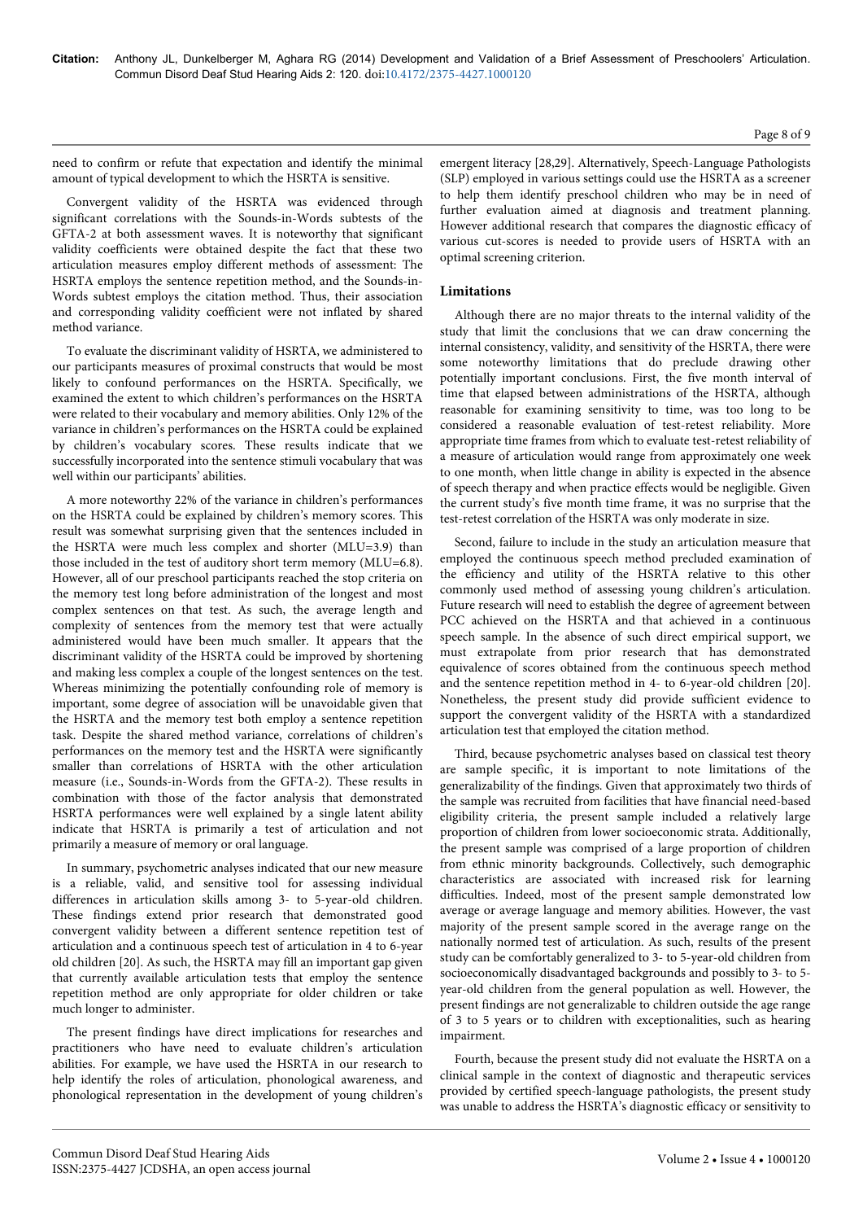need to confirm or refute that expectation and identify the minimal amount of typical development to which the HSRTA is sensitive.

Convergent validity of the HSRTA was evidenced through significant correlations with the Sounds-in-Words subtests of the GFTA-2 at both assessment waves. It is noteworthy that significant validity coefficients were obtained despite the fact that these two articulation measures employ different methods of assessment: The HSRTA employs the sentence repetition method, and the Sounds-in-Words subtest employs the citation method. Thus, their association and corresponding validity coefficient were not inflated by shared method variance.

To evaluate the discriminant validity of HSRTA, we administered to our participants measures of proximal constructs that would be most likely to confound performances on the HSRTA. Specifically, we examined the extent to which children's performances on the HSRTA were related to their vocabulary and memory abilities. Only 12% of the variance in children's performances on the HSRTA could be explained by children's vocabulary scores. These results indicate that we successfully incorporated into the sentence stimuli vocabulary that was well within our participants' abilities.

A more noteworthy 22% of the variance in children's performances on the HSRTA could be explained by children's memory scores. This result was somewhat surprising given that the sentences included in the HSRTA were much less complex and shorter (MLU=3.9) than those included in the test of auditory short term memory (MLU=6.8). However, all of our preschool participants reached the stop criteria on the memory test long before administration of the longest and most complex sentences on that test. As such, the average length and complexity of sentences from the memory test that were actually administered would have been much smaller. It appears that the discriminant validity of the HSRTA could be improved by shortening and making less complex a couple of the longest sentences on the test. Whereas minimizing the potentially confounding role of memory is important, some degree of association will be unavoidable given that the HSRTA and the memory test both employ a sentence repetition task. Despite the shared method variance, correlations of children's performances on the memory test and the HSRTA were significantly smaller than correlations of HSRTA with the other articulation measure (i.e., Sounds-in-Words from the GFTA-2). These results in combination with those of the factor analysis that demonstrated HSRTA performances were well explained by a single latent ability indicate that HSRTA is primarily a test of articulation and not primarily a measure of memory or oral language.

In summary, psychometric analyses indicated that our new measure is a reliable, valid, and sensitive tool for assessing individual differences in articulation skills among 3- to 5-year-old children. These findings extend prior research that demonstrated good convergent validity between a different sentence repetition test of articulation and a continuous speech test of articulation in 4 to 6-year old children [20]. As such, the HSRTA may fill an important gap given that currently available articulation tests that employ the sentence repetition method are only appropriate for older children or take much longer to administer.

The present findings have direct implications for researches and practitioners who have need to evaluate children's articulation abilities. For example, we have used the HSRTA in our research to help identify the roles of articulation, phonological awareness, and phonological representation in the development of young children's emergent literacy [28,29]. Alternatively, Speech-Language Pathologists (SLP) employed in various settings could use the HSRTA as a screener to help them identify preschool children who may be in need of further evaluation aimed at diagnosis and treatment planning. However additional research that compares the diagnostic efficacy of various cut-scores is needed to provide users of HSRTA with an optimal screening criterion.

## Limitations

Although there are no major threats to the internal validity of the study that limit the conclusions that we can draw concerning the internal consistency, validity, and sensitivity of the HSRTA, there were some noteworthy limitations that do preclude drawing other potentially important conclusions. First, the five month interval of time that elapsed between administrations of the HSRTA, although reasonable for examining sensitivity to time, was too long to be considered a reasonable evaluation of test-retest reliability. More appropriate time frames from which to evaluate test-retest reliability of a measure of articulation would range from approximately one week to one month, when little change in ability is expected in the absence of speech therapy and when practice effects would be negligible. Given the current study's five month time frame, it was no surprise that the test-retest correlation of the HSRTA was only moderate in size.

Second, failure to include in the study an articulation measure that employed the continuous speech method precluded examination of the efficiency and utility of the HSRTA relative to this other commonly used method of assessing young children's articulation. Future research will need to establish the degree of agreement between PCC achieved on the HSRTA and that achieved in a continuous speech sample. In the absence of such direct empirical support, we must extrapolate from prior research that has demonstrated equivalence of scores obtained from the continuous speech method and the sentence repetition method in 4- to 6-year-old children [20]. Nonetheless, the present study did provide sufficient evidence to support the convergent validity of the HSRTA with a standardized articulation test that employed the citation method.

Third, because psychometric analyses based on classical test theory are sample specific, it is important to note limitations of the generalizability of the findings. Given that approximately two thirds of the sample was recruited from facilities that have financial need-based eligibility criteria, the present sample included a relatively large proportion of children from lower socioeconomic strata. Additionally, the present sample was comprised of a large proportion of children from ethnic minority backgrounds. Collectively, such demographic characteristics are associated with increased risk for learning difficulties. Indeed, most of the present sample demonstrated low average or average language and memory abilities. However, the vast majority of the present sample scored in the average range on the nationally normed test of articulation. As such, results of the present study can be comfortably generalized to 3- to 5-year-old children from socioeconomically disadvantaged backgrounds and possibly to 3- to 5-year-old children from the general population as well. However, the present findings are not generalizable to children outside the age range of 3 to 5 years or to children with exceptionalities, such as hearing impairment.

Fourth, because the present study did not evaluate the HSRTA on a clinical sample in the context of diagnostic and therapeutic services provided by certified speech-language pathologists, the present study was unable to address the HSRTA's diagnostic efficacy or sensitivity to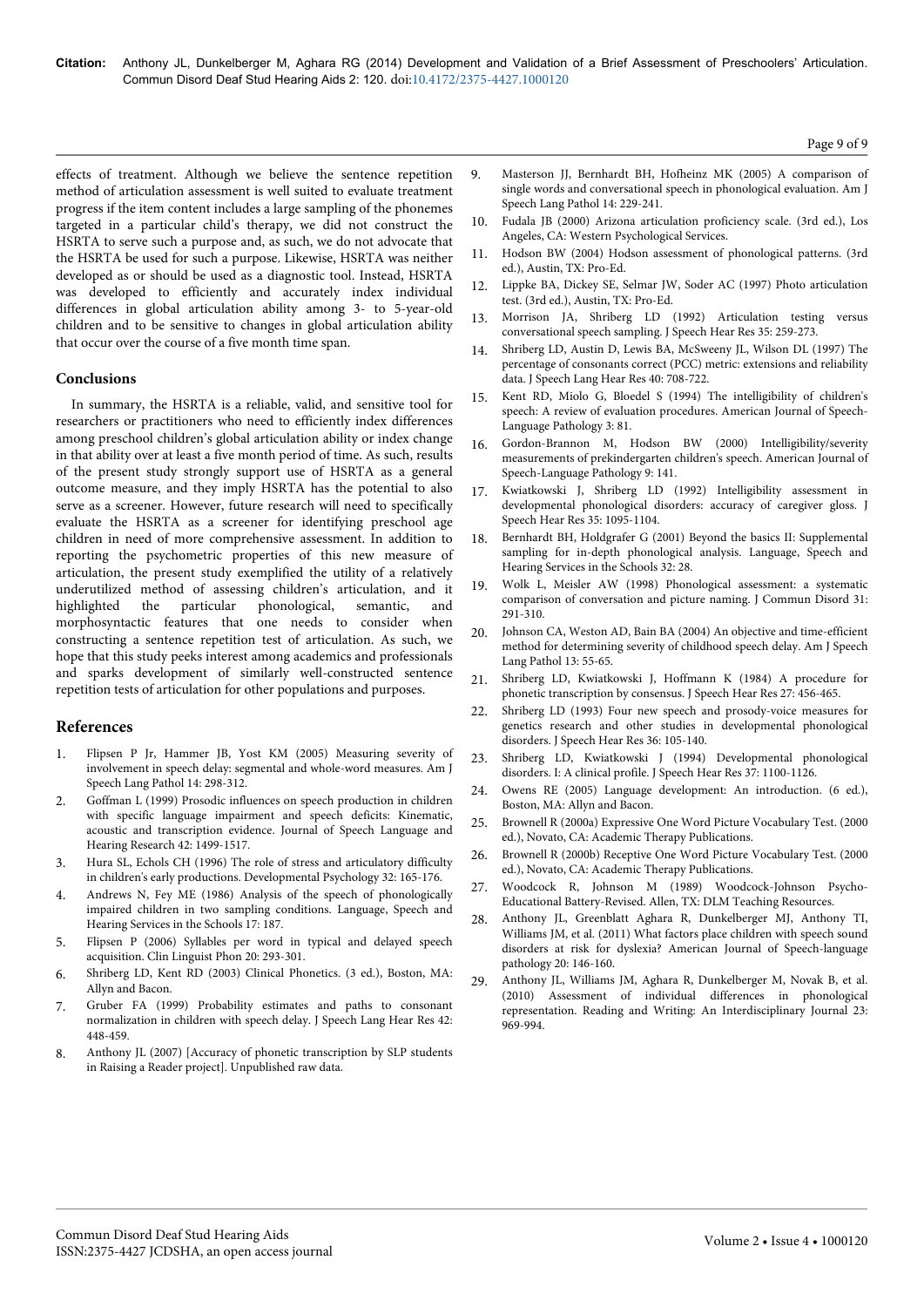effects of treatment. Although we believe the sentence repetition method of articulation assessment is well suited to evaluate treatment progress if the item content includes a large sampling of the phonemes targeted in a particular child's therapy, we did not construct the HSRTA to serve such a purpose and, as such, we do not advocate that the HSRTA be used for such a purpose. Likewise, HSRTA was neither developed as or should be used as a diagnostic tool. Instead, HSRTA was developed to efficiently and accurately index individual differences in global articulation ability among 3- to 5-year-old children and to be sensitive to changes in global articulation ability that occur over the course of a five month time span.

## Conclusions

In summary, the HSRTA is a reliable, valid, and sensitive tool for researchers or practitioners who need to efficiently index differences among preschool children's global articulation ability or index change in that ability over at least a five month period of time. As such, results of the present study strongly support use of HSRTA as a general outcome measure, and they imply HSRTA has the potential to also serve as a screener. However, future research will need to specifically evaluate the HSRTA as a screener for identifying preschool age children in need of more comprehensive assessment. In addition to reporting the psychometric properties of this new measure of articulation, the present study exemplified the utility of a relatively underutilized method of assessing children's articulation, and it highlighted the particular phonological, semantic, and morphosyntactic features that one needs to consider when constructing a sentence repetition test of articulation. As such, we hope that this study peeks interest among academics and professionals and sparks development of similarly well-constructed sentence repetition tests of articulation for other populations and purposes.

## References

1. Flipsen P Jr, Hammer JB, Yost KM (2005) Measuring severity of involvement in speech delay: segmental and whole-word measures. Am J Speech Lang Pathol 14: 298-312.
2. Goffman L (1999) Prosodic influences on speech production in children with specific language impairment and speech deficits: Kinematic, acoustic and transcription evidence. Journal of Speech Language and Hearing Research 42: 1499-1517.
3. Hura SL, Echols CH (1996) The role of stress and articulatory difficulty in children's early productions. Developmental Psychology 32: 165-176.
4. Andrews N, Fey ME (1986) Analysis of the speech of phonologically impaired children in two sampling conditions. Language, Speech and Hearing Services in the Schools 17: 187.
5. Flipsen P (2006) Syllables per word in typical and delayed speech acquisition. Clin Linguist Phon 20: 293-301.
6. Shriberg LD, Kent RD (2003) Clinical Phonetics. (3 ed.), Boston, MA: Allyn and Bacon.
7. Gruber FA (1999) Probability estimates and paths to consonant normalization in children with speech delay. J Speech Lang Hear Res 42: 448-459.
8. Anthony JL (2007) [Accuracy of phonetic transcription by SLP students in Raising a Reader project]. Unpublished raw data.
9. Masterson JJ, Bernhardt BH, Hofheinz MK (2005) A comparison of single words and conversational speech in phonological evaluation. Am J Speech Lang Pathol 14: 229-241.
10. Fudala JB (2000) Arizona articulation proficiency scale. (3rd ed.), Los Angeles, CA: Western Psychological Services.
11. Hodson BW (2004) Hodson assessment of phonological patterns. (3rd ed.), Austin, TX: Pro-Ed.
12. Lippke BA, Dickey SE, Selmar JW, Soder AC (1997) Photo articulation test. (3rd ed.), Austin, TX: Pro-Ed.
13. Morrison JA, Shriberg LD (1992) Articulation testing versus conversational speech sampling. J Speech Hear Res 35: 259-273.
14. Shriberg LD, Austin D, Lewis BA, McSweeny JL, Wilson DL (1997) The percentage of consonants correct (PCC) metric: extensions and reliability data. J Speech Lang Hear Res 40: 708-722.
15. Kent RD, Miolo G, Bloedel S (1994) The intelligibility of children's speech: A review of evaluation procedures. American Journal of Speech-Language Pathology 3: 81.
16. Gordon-Brannon M, Hodson BW (2000) Intelligibility/severity measurements of prekindergarten children's speech. American Journal of Speech-Language Pathology 9: 141.
17. Kwiatkowski J, Shriberg LD (1992) Intelligibility assessment in developmental phonological disorders: accuracy of caregiver gloss. J Speech Hear Res 35: 1095-1104.
18. Bernhardt BH, Holdgrafer G (2001) Beyond the basics II: Supplemental sampling for in-depth phonological analysis. Language, Speech and Hearing Services in the Schools 32: 28.
19. Wolk L, Meisler AW (1998) Phonological assessment: a systematic comparison of conversation and picture naming. J Commun Disord 31: 291-310.
20. Johnson CA, Weston AD, Bain BA (2004) An objective and time-efficient method for determining severity of childhood speech delay. Am J Speech Lang Pathol 13: 55-65.
21. Shriberg LD, Kwiatkowski J, Hoffmann K (1984) A procedure for phonetic transcription by consensus. J Speech Hear Res 27: 456-465.
22. Shriberg LD (1993) Four new speech and prosody-voice measures for genetics research and other studies in developmental phonological disorders. J Speech Hear Res 36: 105-140.
23. Shriberg LD, Kwiatkowski J (1994) Developmental phonological disorders. I: A clinical profile. J Speech Hear Res 37: 1100-1126.
24. Owens RE (2005) Language development: An introduction. (6 ed.), Boston, MA: Allyn and Bacon.
25. Brownell R (2000a) Expressive One Word Picture Vocabulary Test. (2000 ed.), Novato, CA: Academic Therapy Publications.
26. Brownell R (2000b) Receptive One Word Picture Vocabulary Test. (2000 ed.), Novato, CA: Academic Therapy Publications.
27. Woodcock R, Johnson M (1989) Woodcock-Johnson Psycho-Educational Battery-Revised. Allen, TX: DLM Teaching Resources.
28. Anthony JL, Greenblatt Aghara R, Dunkelberger MJ, Anthony TI, Williams JM, et al. (2011) What factors place children with speech sound disorders at risk for dyslexia? American Journal of Speech-language pathology 20: 146-160.
29. Anthony JL, Williams JM, Aghara R, Dunkelberger M, Novak B, et al. (2010) Assessment of individual differences in phonological representation. Reading and Writing: An Interdisciplinary Journal 23: 969-994.